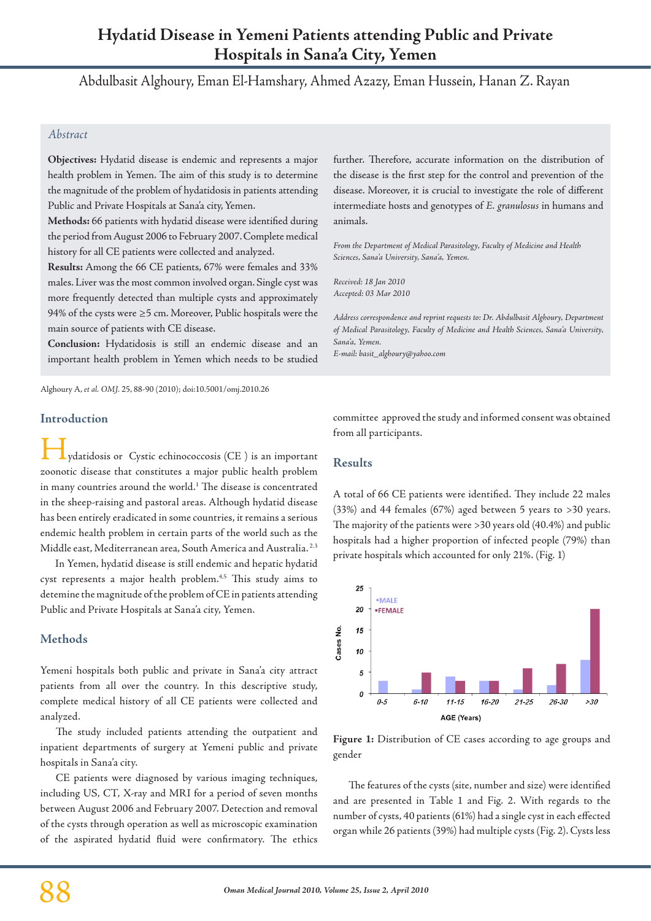# Hydatid Disease in Yemeni Patients attending Public and Private Hospitals in Sana'a City, Yemen

Abdulbasit Alghoury, Eman El-Hamshary, Ahmed Azazy, Eman Hussein, Hanan Z. Rayan

## Abstract

**Objectives:** Hydatid disease is endemic and represents a major health problem in Yemen. The aim of this study is to determine the magnitude of the problem of hydatidosis in patients attending Public and Private Hospitals at Sana'a city, Yemen.

**Methods:** 66 patients with hydatid disease were identified during the period from August 2006 to February 2007. Complete medical history for all CE patients were collected and analyzed.

**Results:** Among the 66 CE patients, 67% were females and 33% males. Liver was the most common involved organ. Single cyst was more frequently detected than multiple cysts and approximately 94% of the cysts were ≥5 cm. Moreover, Public hospitals were the main source of patients with CE disease.

**Conclusion:** Hydatidosis is still an endemic disease and an important health problem in Yemen which needs to be studied further. Therefore, accurate information on the distribution of the disease is the first step for the control and prevention of the disease. Moreover, it is crucial to investigate the role of different intermediate hosts and genotypes of *E. granulosus* in humans and animals.

*From the Department of Medical Parasitology, Faculty of Medicine and Health Sciences, Sana'a University, Sana'a, Yemen.*

*Received: 18 Jan 2010*
*Accepted: 03 Mar 2010*

*Address correspondence and reprint requests to: Dr. Abdulbasit Alghoury, Department of Medical Parasitology, Faculty of Medicine and Health Sciences, Sana'a University, Sana'a, Yemen.*
*E-mail: basit_alghoury@yahoo.com*

Alghoury A, *et al. OMJ.* 25, 88-90 (2010); doi:10.5001/omj.2010.26

## Introduction

Hydatidosis or Cystic echinococcosis (CE ) is an important zoonotic disease that constitutes a major public health problem in many countries around the world.[1] The disease is concentrated in the sheep-raising and pastoral areas. Although hydatid disease has been entirely eradicated in some countries, it remains a serious endemic health problem in certain parts of the world such as the Middle east, Mediterranean area, South America and Australia.[2,3]

In Yemen, hydatid disease is still endemic and hepatic hydatid cyst represents a major health problem.[4,5] This study aims to detemine the magnitude of the problem of CE in patients attending Public and Private Hospitals at Sana'a city, Yemen.

## Methods

Yemeni hospitals both public and private in Sana'a city attract patients from all over the country. In this descriptive study, complete medical history of all CE patients were collected and analyzed.

The study included patients attending the outpatient and inpatient departments of surgery at Yemeni public and private hospitals in Sana'a city.

CE patients were diagnosed by various imaging techniques, including US, CT, X-ray and MRI for a period of seven months between August 2006 and February 2007. Detection and removal of the cysts through operation as well as microscopic examination of the aspirated hydatid fluid were confirmatory. The ethics committee approved the study and informed consent was obtained from all participants.

## Results

A total of 66 CE patients were identified. They include 22 males (33%) and 44 females (67%) aged between 5 years to >30 years. The majority of the patients were >30 years old (40.4%) and public hospitals had a higher proportion of infected people (79%) than private hospitals which accounted for only 21%. (Fig. 1)

**Figure 1:** Distribution of CE cases according to age groups and gender

The features of the cysts (site, number and size) were identified and are presented in Table 1 and Fig. 2. With regards to the number of cysts, 40 patients (61%) had a single cyst in each effected organ while 26 patients (39%) had multiple cysts (Fig. 2). Cysts less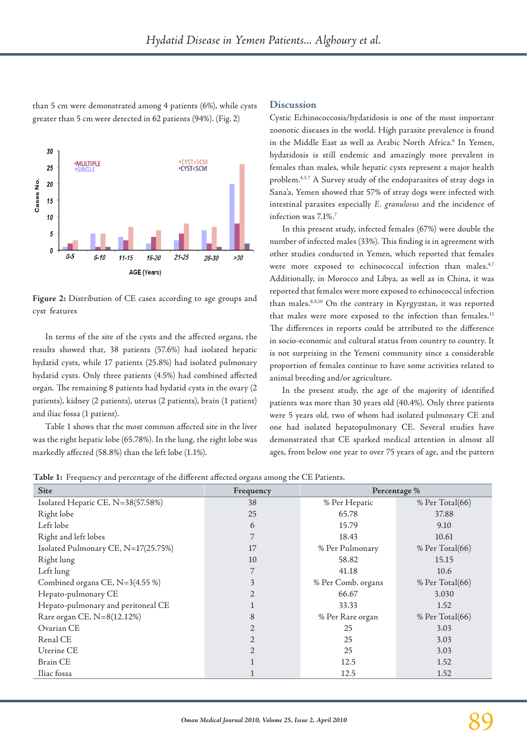than 5 cm were demonstrated among 4 patients (6%), while cysts greater than 5 cm were detected in 62 patients (94%). (Fig. 2)

**Figure 2:** Distribution of CE cases according to age groups and cyst features

In terms of the site of the cysts and the affected organs, the results showed that, 38 patients (57.6%) had isolated hepatic hydatid cysts, while 17 patients (25.8%) had isolated pulmonary hydatid cysts. Only three patients (4.5%) had combined affected organ. The remaining 8 patients had hydatid cysts in the ovary (2 patients), kidney (2 patients), uterus (2 patients), brain (1 patient) and iliac fossa (1 patient).

Table 1 shows that the most common affected site in the liver was the right hepatic lobe (65.78%). In the lung, the right lobe was markedly affected (58.8%) than the left lobe (1.1%).

## Discussion

Cystic Echinococcosis/hydatidosis is one of the most important zoonotic diseases in the world. High parasite prevalence is found in the Middle East as well as Arabic North Africa.[6] In Yemen, hydatidosis is still endemic and amazingly more prevalent in females than males, while hepatic cysts represent a major health problem.[4,5,7] A Survey study of the endoparasites of stray dogs in Sana'a, Yemen showed that 57% of stray dogs were infected with intestinal parasites especially *E. granulosus* and the incidence of infection was 7.1%.[7]

In this present study, infected females (67%) were double the number of infected males (33%). This finding is in agreement with other studies conducted in Yemen, which reported that females were more exposed to echinococcal infection than males.[4,7] Additionally, in Morocco and Libya, as well as in China, it was reported that females were more exposed to echinococcal infection than males.[8,9,10] On the contrary in Kyrgyzstan, it was reported that males were more exposed to the infection than females.[11] The differences in reports could be attributed to the difference in socio-economic and cultural status from country to country. It is not surprising in the Yemeni community since a considerable proportion of females continue to have some activities related to animal breeding and/or agriculture.

In the present study, the age of the majority of identified patients was more than 30 years old (40.4%). Only three patients were 5 years old, two of whom had isolated pulmonary CE and one had isolated hepatopulmonary CE. Several studies have demonstrated that CE sparked medical attention in almost all ages, from below one year to over 75 years of age, and the pattern

**Table 1:** Frequency and percentage of the different affected organs among the CE Patients.

| Site | Frequency | Percentage % | |
|---|---|---|---|
| Isolated Hepatic CE, N=38(57.58%) | 38 | % Per Hepatic | % Per Total(66) |
| Right lobe | 25 | 65.78 | 37.88 |
| Left lobe | 6 | 15.79 | 9.10 |
| Right and left lobes | 7 | 18.43 | 10.61 |
| Isolated Pulmonary CE, N=17(25.75%) | 17 | % Per Pulmonary | % Per Total(66) |
| Right lung | 10 | 58.82 | 15.15 |
| Left lung | 7 | 41.18 | 10.6 |
| Combined organs CE, N=3(4.55 %) | 3 | % Per Comb. organs | % Per Total(66) |
| Hepato-pulmonary CE | 2 | 66.67 | 3.030 |
| Hepato-pulmonary and peritoneal CE | 1 | 33.33 | 1.52 |
| Rare organ CE, N=8(12.12%) | 8 | % Per Rare organ | % Per Total(66) |
| Ovarian CE | 2 | 25 | 3.03 |
| Renal CE | 2 | 25 | 3.03 |
| Uterine CE | 2 | 25 | 3.03 |
| Brain CE | 1 | 12.5 | 1.52 |
| Iliac fossa | 1 | 12.5 | 1.52 |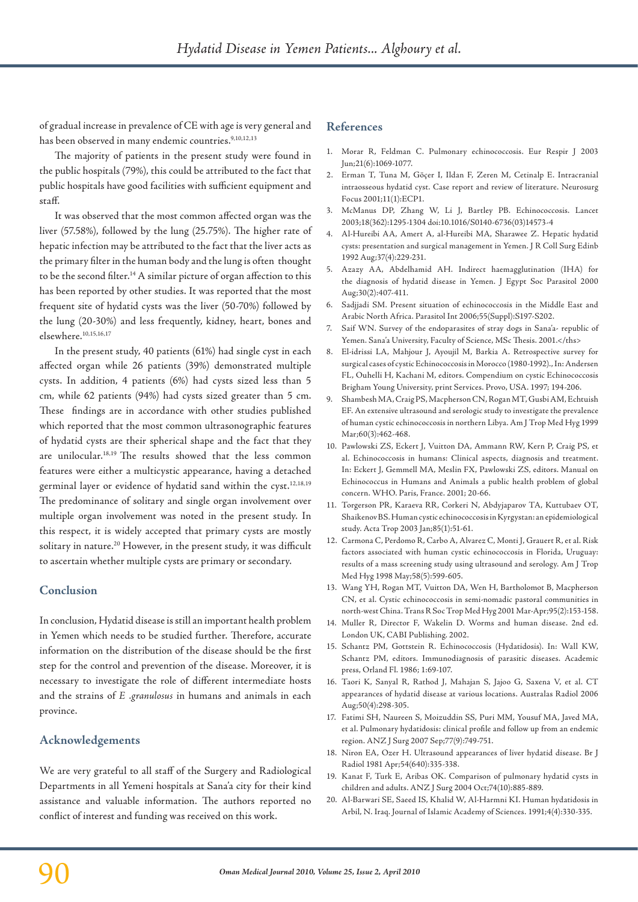of gradual increase in prevalence of CE with age is very general and has been observed in many endemic countries.[9,10,12,13]

The majority of patients in the present study were found in the public hospitals (79%), this could be attributed to the fact that public hospitals have good facilities with sufficient equipment and staff.

It was observed that the most common affected organ was the liver (57.58%), followed by the lung (25.75%). The higher rate of hepatic infection may be attributed to the fact that the liver acts as the primary filter in the human body and the lung is often thought to be the second filter.[14] A similar picture of organ affection to this has been reported by other studies. It was reported that the most frequent site of hydatid cysts was the liver (50-70%) followed by the lung (20-30%) and less frequently, kidney, heart, bones and elsewhere.[10,15,16,17]

In the present study, 40 patients (61%) had single cyst in each affected organ while 26 patients (39%) demonstrated multiple cysts. In addition, 4 patients (6%) had cysts sized less than 5 cm, while 62 patients (94%) had cysts sized greater than 5 cm. These findings are in accordance with other studies published which reported that the most common ultrasonographic features of hydatid cysts are their spherical shape and the fact that they are unilocular.[18,19] The results showed that the less common features were either a multicystic appearance, having a detached germinal layer or evidence of hydatid sand within the cyst.[12,18,19] The predominance of solitary and single organ involvement over multiple organ involvement was noted in the present study. In this respect, it is widely accepted that primary cysts are mostly solitary in nature.[20] However, in the present study, it was difficult to ascertain whether multiple cysts are primary or secondary.

## Conclusion

In conclusion, Hydatid disease is still an important health problem in Yemen which needs to be studied further. Therefore, accurate information on the distribution of the disease should be the first step for the control and prevention of the disease. Moreover, it is necessary to investigate the role of different intermediate hosts and the strains of *E .granulosus* in humans and animals in each province.

## Acknowledgements

We are very grateful to all staff of the Surgery and Radiological Departments in all Yemeni hospitals at Sana'a city for their kind assistance and valuable information. The authors reported no conflict of interest and funding was received on this work.

## References

1. Morar R, Feldman C. Pulmonary echinococcosis. Eur Respir J 2003 Jun;21(6):1069-1077.
2. Erman T, Tuna M, Göçer I, Ildan F, Zeren M, Cetinalp E. Intracranial intraosseous hydatid cyst. Case report and review of literature. Neurosurg Focus 2001;11(1):ECP1.
3. McManus DP, Zhang W, Li J, Bartley PB. Echinococcosis. Lancet 2003;18(362):1295-1304 doi:10.1016/S0140-6736(03)14573-4
4. Al-Hureibi AA, Amert A, al-Hureibi MA, Sharawee Z. Hepatic hydatid cysts: presentation and surgical management in Yemen. J R Coll Surg Edinb 1992 Aug;37(4):229-231.
5. Azazy AA, Abdelhamid AH. Indirect haemagglutination (IHA) for the diagnosis of hydatid disease in Yemen. J Egypt Soc Parasitol 2000 Aug;30(2):407-411.
6. Sadjjadi SM. Present situation of echinococcosis in the Middle East and Arabic North Africa. Parasitol Int 2006;55(Suppl):S197-S202.
7. Saif WN. Survey of the endoparasites of stray dogs in Sana'a- republic of Yemen. Sana'a University, Faculty of Science, MSc Thesis. 2001.</ths>
8. El-idrissi LA, Mahjour J, Ayoujil M, Barkia A. Retrospective survey for surgical cases of cystic Echinococcosis in Morocco (1980-1992)., In: Andersen FL, Ouhelli H, Kachani M, editors. Compendium on cystic Echinococcosis Brigham Young University, print Services. Provo, USA. 1997; 194-206.
9. Shambesh MA, Craig PS, Macpherson CN, Rogan MT, Gusbi AM, Echtuish EF. An extensive ultrasound and serologic study to investigate the prevalence of human cystic echinococcosis in northern Libya. Am J Trop Med Hyg 1999 Mar;60(3):462-468.
10. Pawlowski ZS, Eckert J, Vuitton DA, Ammann RW, Kern P, Craig PS, et al. Echinococcosis in humans: Clinical aspects, diagnosis and treatment. In: Eckert J, Gemmell MA, Meslin FX, Pawlowski ZS, editors. Manual on Echinococcus in Humans and Animals a public health problem of global concern. WHO. Paris, France. 2001; 20-66.
11. Torgerson PR, Karaeva RR, Corkeri N, Abdyjaparov TA, Kuttubaev OT, Shaikenov BS. Human cystic echinococcosis in Kyrgystan: an epidemiological study. Acta Trop 2003 Jan;85(1):51-61.
12. Carmona C, Perdomo R, Carbo A, Alvarez C, Monti J, Grauert R, et al. Risk factors associated with human cystic echinococcosis in Florida, Uruguay: results of a mass screening study using ultrasound and serology. Am J Trop Med Hyg 1998 May;58(5):599-605.
13. Wang YH, Rogan MT, Vuitton DA, Wen H, Bartholomot B, Macpherson CN, et al. Cystic echinococcosis in semi-nomadic pastoral communities in north-west China. Trans R Soc Trop Med Hyg 2001 Mar-Apr;95(2):153-158.
14. Muller R, Director F, Wakelin D. Worms and human disease. 2nd ed. London UK, CABI Publishing. 2002.
15. Schantz PM, Gottstein R. Echinococcosis (Hydatidosis). In: Wall KW, Schantz PM, editors. Immunodiagnosis of parasitic diseases. Academic press, Orland Fl. 1986; 1:69-107.
16. Taori K, Sanyal R, Rathod J, Mahajan S, Jajoo G, Saxena V, et al. CT appearances of hydatid disease at various locations. Australas Radiol 2006 Aug;50(4):298-305.
17. Fatimi SH, Naureen S, Moizuddin SS, Puri MM, Yousuf MA, Javed MA, et al. Pulmonary hydatidosis: clinical profile and follow up from an endemic region. ANZ J Surg 2007 Sep;77(9):749-751.
18. Niron EA, Ozer H. Ultrasound appearances of liver hydatid disease. Br J Radiol 1981 Apr;54(640):335-338.
19. Kanat F, Turk E, Aribas OK. Comparison of pulmonary hydatid cysts in children and adults. ANZ J Surg 2004 Oct;74(10):885-889.
20. Al-Barwari SE, Saeed IS, Khalid W, Al-Harmni KI. Human hydatidosis in Arbil, N. Iraq. Journal of Islamic Academy of Sciences. 1991;4(4):330-335.